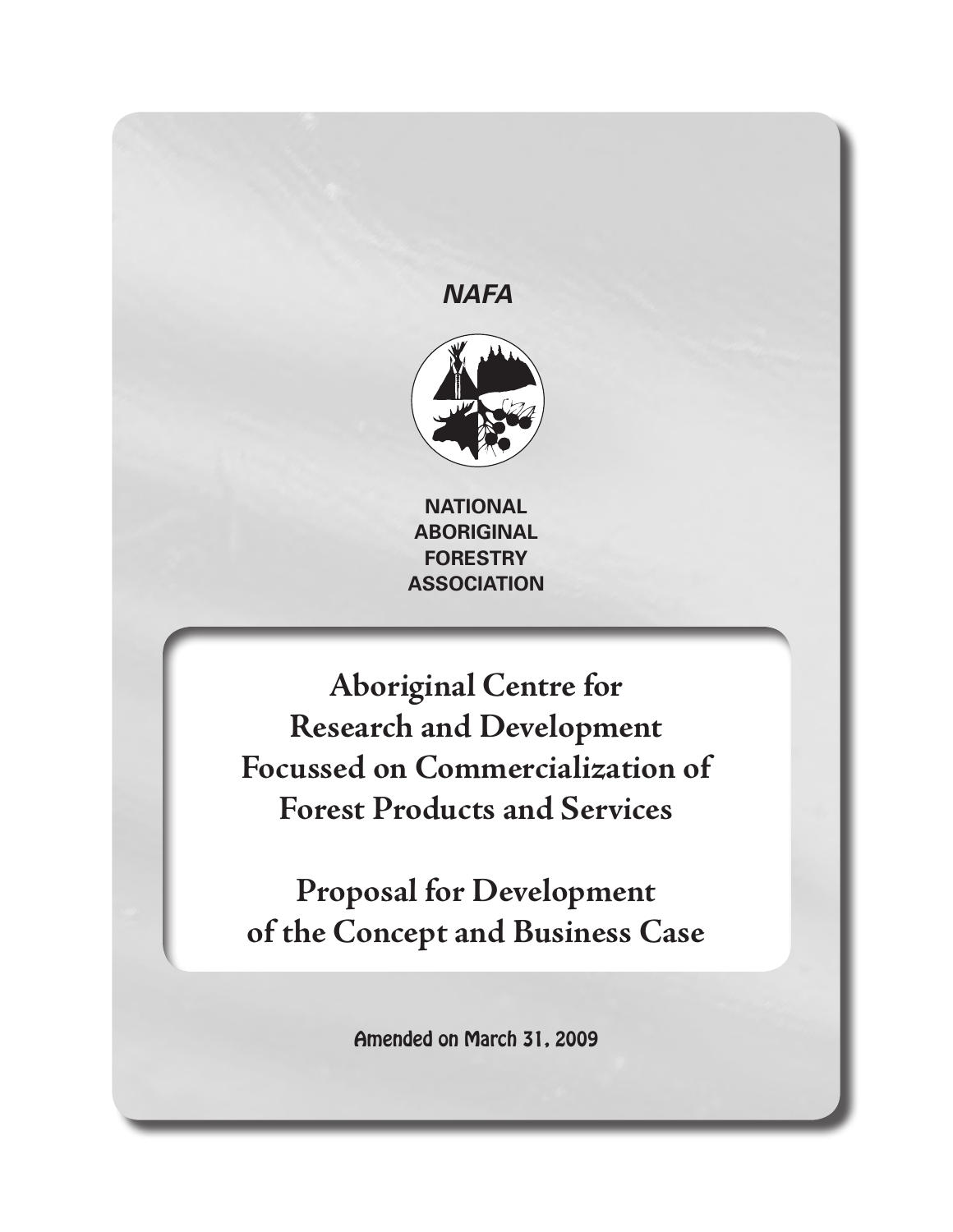*NAFA*

**NATIONAL ABORIGINAL FORESTRY ASSOCIATION**

# Aboriginal Centre for Research and Development Focussed on Commercialization of Forest Products and Services

# Proposal for Development of the Concept and Business Case

Amended on March 31, 2009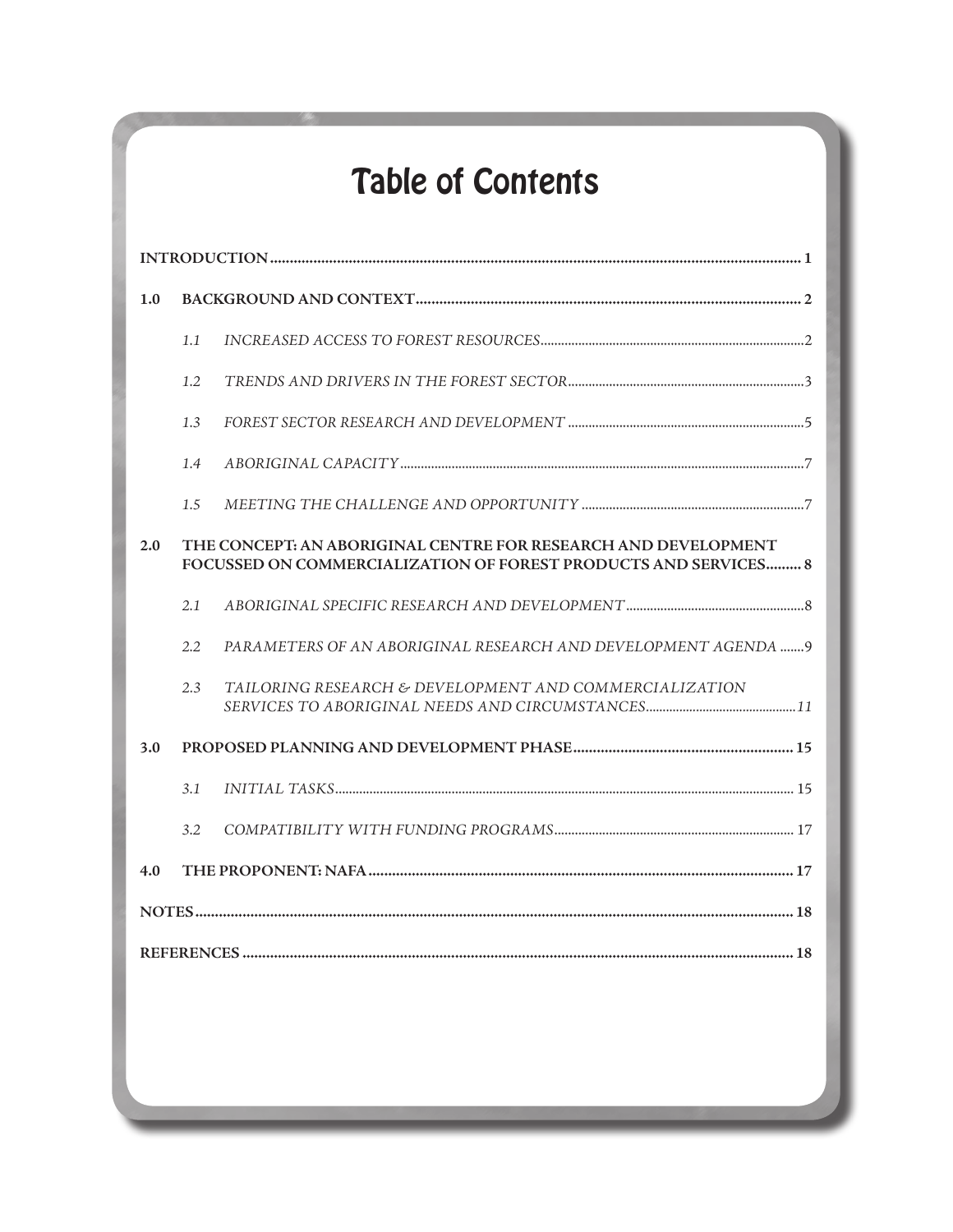# Table of Contents

**INTRODUCTION** .......... 1

**1.0 BACKGROUND AND CONTEXT** .......... 2

- *1.1 INCREASED ACCESS TO FOREST RESOURCES* .......... 2
- *1.2 TRENDS AND DRIVERS IN THE FOREST SECTOR* .......... 3
- *1.3 FOREST SECTOR RESEARCH AND DEVELOPMENT* .......... 5
- *1.4 ABORIGINAL CAPACITY* .......... 7
- *1.5 MEETING THE CHALLENGE AND OPPORTUNITY* .......... 7

**2.0 THE CONCEPT: AN ABORIGINAL CENTRE FOR RESEARCH AND DEVELOPMENT FOCUSSED ON COMMERCIALIZATION OF FOREST PRODUCTS AND SERVICES** .......... 8

- *2.1 ABORIGINAL SPECIFIC RESEARCH AND DEVELOPMENT* .......... 8
- *2.2 PARAMETERS OF AN ABORIGINAL RESEARCH AND DEVELOPMENT AGENDA* .......... 9
- *2.3 TAILORING RESEARCH & DEVELOPMENT AND COMMERCIALIZATION SERVICES TO ABORIGINAL NEEDS AND CIRCUMSTANCES* .......... 11

**3.0 PROPOSED PLANNING AND DEVELOPMENT PHASE** .......... 15

- *3.1 INITIAL TASKS* .......... 15
- *3.2 COMPATIBILITY WITH FUNDING PROGRAMS* .......... 17

**4.0 THE PROPONENT: NAFA** .......... 17

**NOTES** .......... 18

**REFERENCES** .......... 18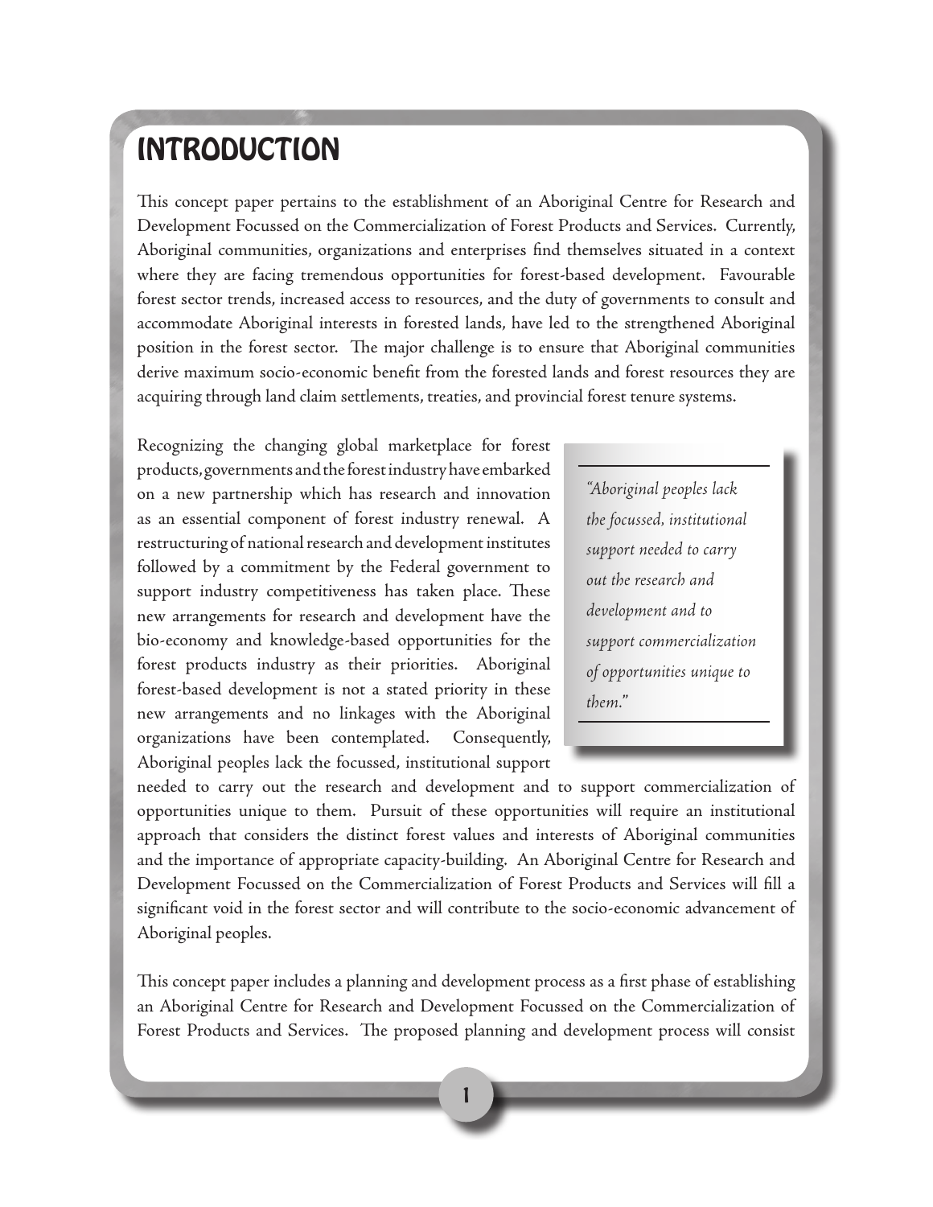# INTRODUCTION

This concept paper pertains to the establishment of an Aboriginal Centre for Research and Development Focussed on the Commercialization of Forest Products and Services. Currently, Aboriginal communities, organizations and enterprises find themselves situated in a context where they are facing tremendous opportunities for forest-based development. Favourable forest sector trends, increased access to resources, and the duty of governments to consult and accommodate Aboriginal interests in forested lands, have led to the strengthened Aboriginal position in the forest sector. The major challenge is to ensure that Aboriginal communities derive maximum socio-economic benefit from the forested lands and forest resources they are acquiring through land claim settlements, treaties, and provincial forest tenure systems.

Recognizing the changing global marketplace for forest products, governments and the forest industry have embarked on a new partnership which has research and innovation as an essential component of forest industry renewal. A restructuring of national research and development institutes followed by a commitment by the Federal government to support industry competitiveness has taken place. These new arrangements for research and development have the bio-economy and knowledge-based opportunities for the forest products industry as their priorities. Aboriginal forest-based development is not a stated priority in these new arrangements and no linkages with the Aboriginal organizations have been contemplated. Consequently, Aboriginal peoples lack the focussed, institutional support needed to carry out the research and development and to support commercialization of opportunities unique to them. Pursuit of these opportunities will require an institutional approach that considers the distinct forest values and interests of Aboriginal communities and the importance of appropriate capacity-building. An Aboriginal Centre for Research and Development Focussed on the Commercialization of Forest Products and Services will fill a significant void in the forest sector and will contribute to the socio-economic advancement of Aboriginal peoples.

> *"Aboriginal peoples lack the focussed, institutional support needed to carry out the research and development and to support commercialization of opportunities unique to them."*

This concept paper includes a planning and development process as a first phase of establishing an Aboriginal Centre for Research and Development Focussed on the Commercialization of Forest Products and Services. The proposed planning and development process will consist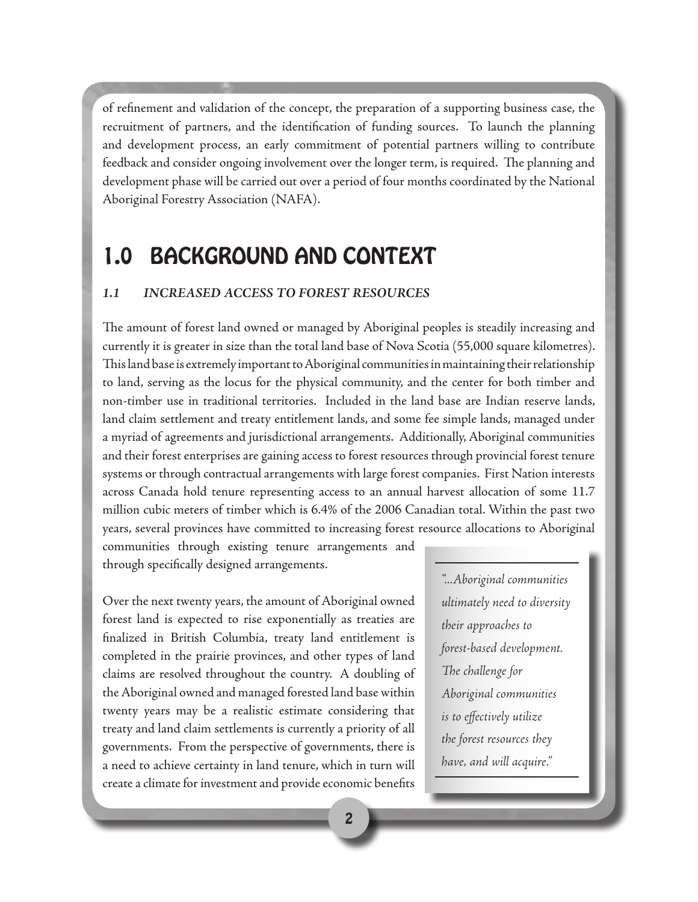of refinement and validation of the concept, the preparation of a supporting business case, the recruitment of partners, and the identification of funding sources. To launch the planning and development process, an early commitment of potential partners willing to contribute feedback and consider ongoing involvement over the longer term, is required. The planning and development phase will be carried out over a period of four months coordinated by the National Aboriginal Forestry Association (NAFA).

# 1.0 BACKGROUND AND CONTEXT

## *1.1 INCREASED ACCESS TO FOREST RESOURCES*

The amount of forest land owned or managed by Aboriginal peoples is steadily increasing and currently it is greater in size than the total land base of Nova Scotia (55,000 square kilometres). This land base is extremely important to Aboriginal communities in maintaining their relationship to land, serving as the locus for the physical community, and the center for both timber and non-timber use in traditional territories. Included in the land base are Indian reserve lands, land claim settlement and treaty entitlement lands, and some fee simple lands, managed under a myriad of agreements and jurisdictional arrangements. Additionally, Aboriginal communities and their forest enterprises are gaining access to forest resources through provincial forest tenure systems or through contractual arrangements with large forest companies. First Nation interests across Canada hold tenure representing access to an annual harvest allocation of some 11.7 million cubic meters of timber which is 6.4% of the 2006 Canadian total. Within the past two years, several provinces have committed to increasing forest resource allocations to Aboriginal communities through existing tenure arrangements and through specifically designed arrangements.

> *"...Aboriginal communities ultimately need to diversity their approaches to forest-based development. The challenge for Aboriginal communities is to effectively utilize the forest resources they have, and will acquire."*

Over the next twenty years, the amount of Aboriginal owned forest land is expected to rise exponentially as treaties are finalized in British Columbia, treaty land entitlement is completed in the prairie provinces, and other types of land claims are resolved throughout the country. A doubling of the Aboriginal owned and managed forested land base within twenty years may be a realistic estimate considering that treaty and land claim settlements is currently a priority of all governments. From the perspective of governments, there is a need to achieve certainty in land tenure, which in turn will create a climate for investment and provide economic benefits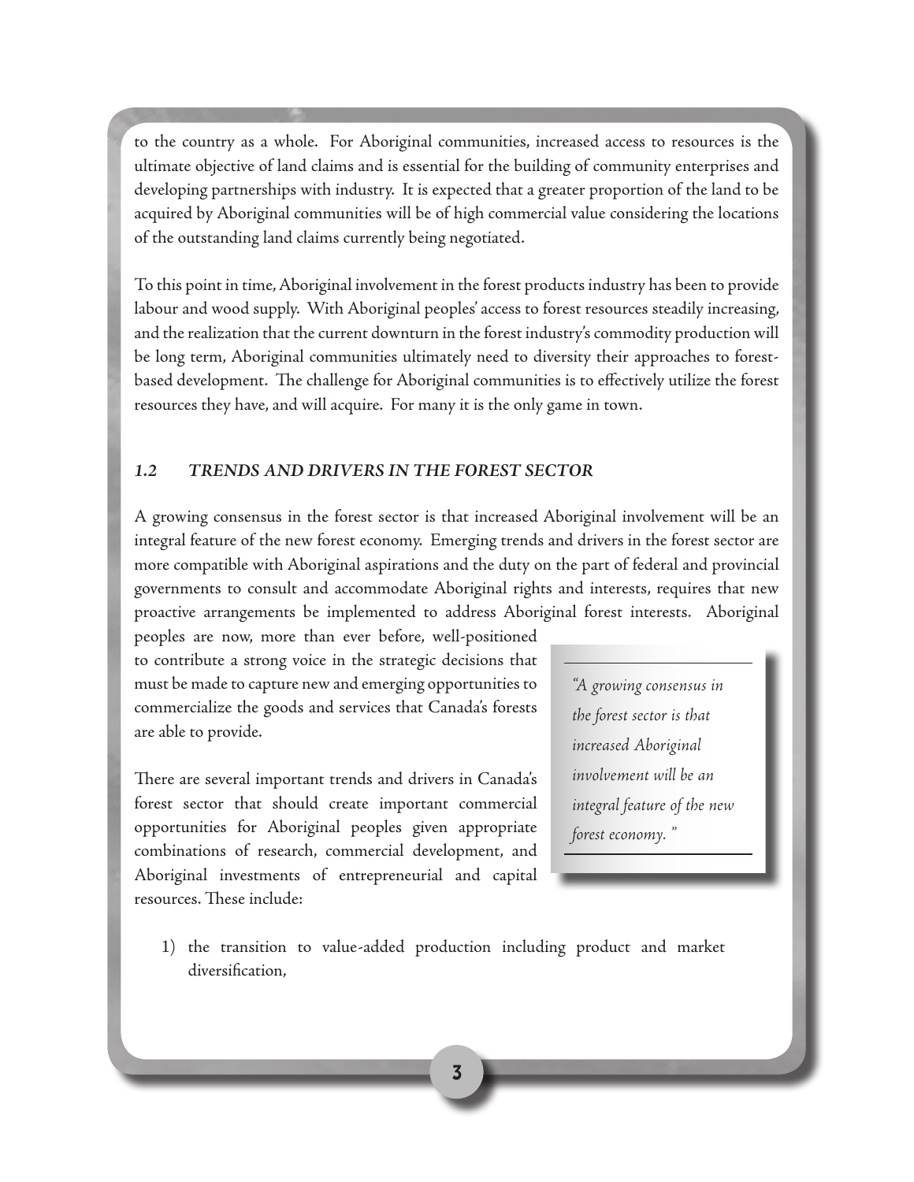to the country as a whole. For Aboriginal communities, increased access to resources is the ultimate objective of land claims and is essential for the building of community enterprises and developing partnerships with industry. It is expected that a greater proportion of the land to be acquired by Aboriginal communities will be of high commercial value considering the locations of the outstanding land claims currently being negotiated.

To this point in time, Aboriginal involvement in the forest products industry has been to provide labour and wood supply. With Aboriginal peoples' access to forest resources steadily increasing, and the realization that the current downturn in the forest industry's commodity production will be long term, Aboriginal communities ultimately need to diversity their approaches to forest-based development. The challenge for Aboriginal communities is to effectively utilize the forest resources they have, and will acquire. For many it is the only game in town.

### *1.2 TRENDS AND DRIVERS IN THE FOREST SECTOR*

A growing consensus in the forest sector is that increased Aboriginal involvement will be an integral feature of the new forest economy. Emerging trends and drivers in the forest sector are more compatible with Aboriginal aspirations and the duty on the part of federal and provincial governments to consult and accommodate Aboriginal rights and interests, requires that new proactive arrangements be implemented to address Aboriginal forest interests. Aboriginal peoples are now, more than ever before, well-positioned to contribute a strong voice in the strategic decisions that must be made to capture new and emerging opportunities to commercialize the goods and services that Canada's forests are able to provide.

> *"A growing consensus in the forest sector is that increased Aboriginal involvement will be an integral feature of the new forest economy."*

There are several important trends and drivers in Canada's forest sector that should create important commercial opportunities for Aboriginal peoples given appropriate combinations of research, commercial development, and Aboriginal investments of entrepreneurial and capital resources. These include:

1) the transition to value-added production including product and market diversification,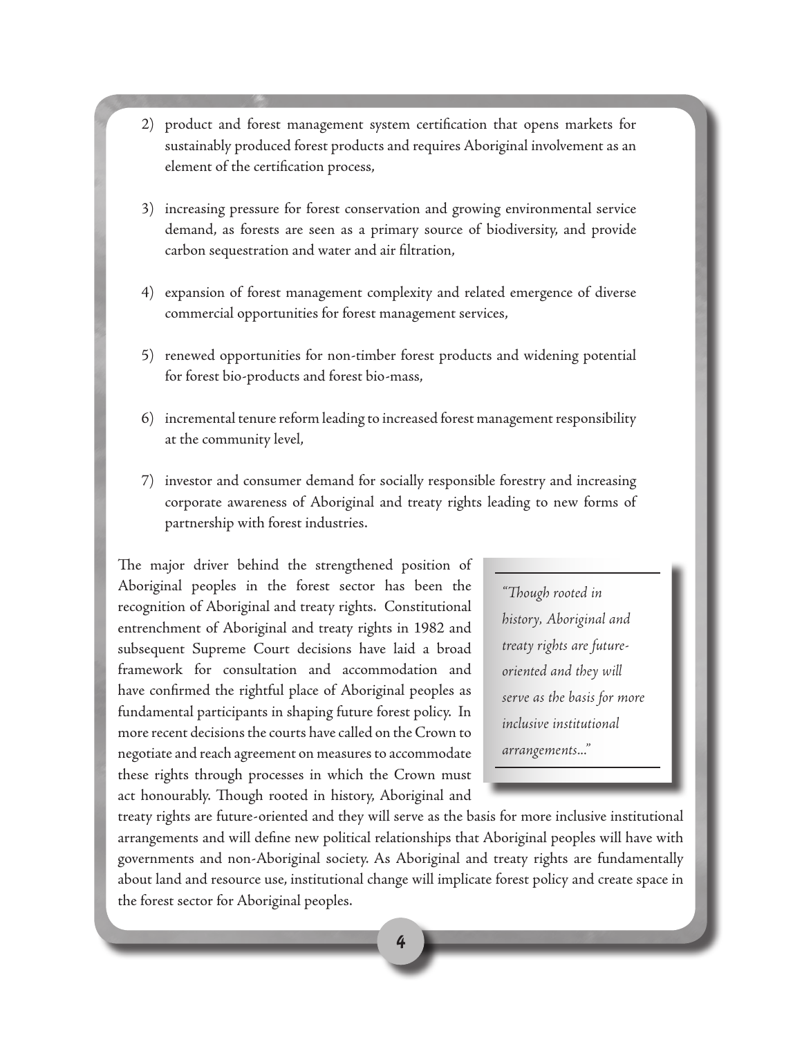2) product and forest management system certification that opens markets for sustainably produced forest products and requires Aboriginal involvement as an element of the certification process,

3) increasing pressure for forest conservation and growing environmental service demand, as forests are seen as a primary source of biodiversity, and provide carbon sequestration and water and air filtration,

4) expansion of forest management complexity and related emergence of diverse commercial opportunities for forest management services,

5) renewed opportunities for non-timber forest products and widening potential for forest bio-products and forest bio-mass,

6) incremental tenure reform leading to increased forest management responsibility at the community level,

7) investor and consumer demand for socially responsible forestry and increasing corporate awareness of Aboriginal and treaty rights leading to new forms of partnership with forest industries.

The major driver behind the strengthened position of Aboriginal peoples in the forest sector has been the recognition of Aboriginal and treaty rights. Constitutional entrenchment of Aboriginal and treaty rights in 1982 and subsequent Supreme Court decisions have laid a broad framework for consultation and accommodation and have confirmed the rightful place of Aboriginal peoples as fundamental participants in shaping future forest policy. In more recent decisions the courts have called on the Crown to negotiate and reach agreement on measures to accommodate these rights through processes in which the Crown must act honourably. Though rooted in history, Aboriginal and treaty rights are future-oriented and they will serve as the basis for more inclusive institutional arrangements and will define new political relationships that Aboriginal peoples will have with governments and non-Aboriginal society. As Aboriginal and treaty rights are fundamentally about land and resource use, institutional change will implicate forest policy and create space in the forest sector for Aboriginal peoples.

> *"Though rooted in history, Aboriginal and treaty rights are future-oriented and they will serve as the basis for more inclusive institutional arrangements..."*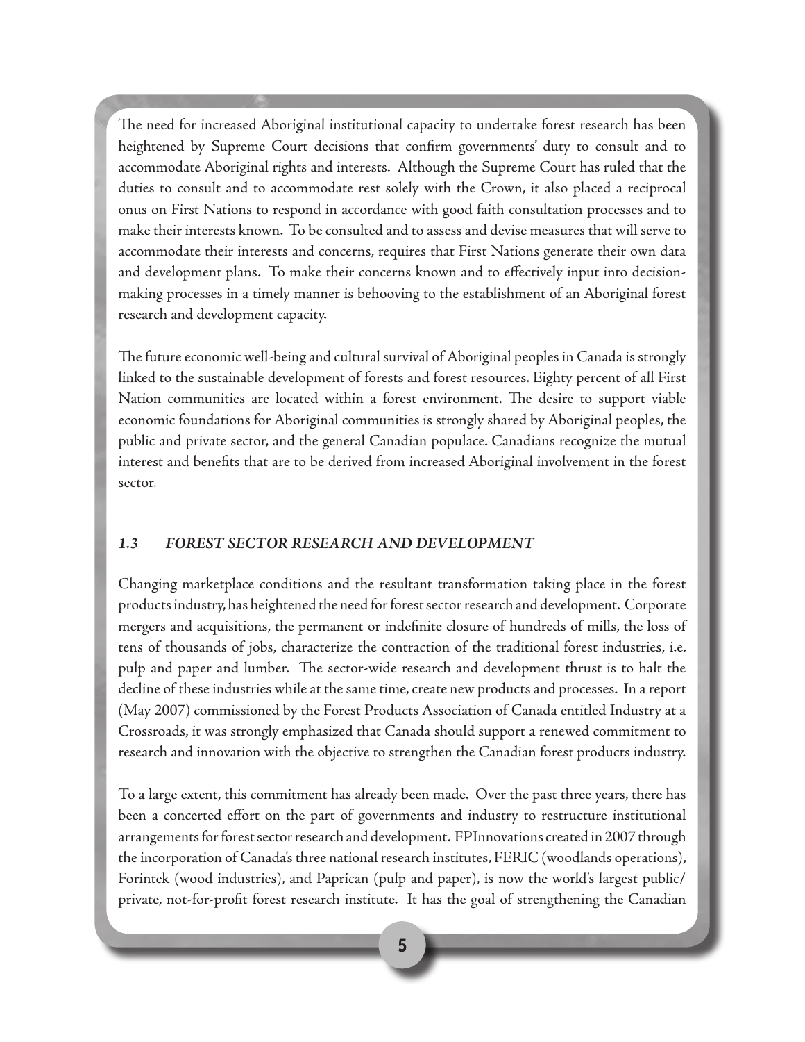The need for increased Aboriginal institutional capacity to undertake forest research has been heightened by Supreme Court decisions that confirm governments' duty to consult and to accommodate Aboriginal rights and interests. Although the Supreme Court has ruled that the duties to consult and to accommodate rest solely with the Crown, it also placed a reciprocal onus on First Nations to respond in accordance with good faith consultation processes and to make their interests known. To be consulted and to assess and devise measures that will serve to accommodate their interests and concerns, requires that First Nations generate their own data and development plans. To make their concerns known and to effectively input into decision-making processes in a timely manner is behooving to the establishment of an Aboriginal forest research and development capacity.

The future economic well-being and cultural survival of Aboriginal peoples in Canada is strongly linked to the sustainable development of forests and forest resources. Eighty percent of all First Nation communities are located within a forest environment. The desire to support viable economic foundations for Aboriginal communities is strongly shared by Aboriginal peoples, the public and private sector, and the general Canadian populace. Canadians recognize the mutual interest and benefits that are to be derived from increased Aboriginal involvement in the forest sector.

### *1.3 FOREST SECTOR RESEARCH AND DEVELOPMENT*

Changing marketplace conditions and the resultant transformation taking place in the forest products industry, has heightened the need for forest sector research and development. Corporate mergers and acquisitions, the permanent or indefinite closure of hundreds of mills, the loss of tens of thousands of jobs, characterize the contraction of the traditional forest industries, i.e. pulp and paper and lumber. The sector-wide research and development thrust is to halt the decline of these industries while at the same time, create new products and processes. In a report (May 2007) commissioned by the Forest Products Association of Canada entitled Industry at a Crossroads, it was strongly emphasized that Canada should support a renewed commitment to research and innovation with the objective to strengthen the Canadian forest products industry.

To a large extent, this commitment has already been made. Over the past three years, there has been a concerted effort on the part of governments and industry to restructure institutional arrangements for forest sector research and development. FPInnovations created in 2007 through the incorporation of Canada's three national research institutes, FERIC (woodlands operations), Forintek (wood industries), and Paprican (pulp and paper), is now the world's largest public/private, not-for-profit forest research institute. It has the goal of strengthening the Canadian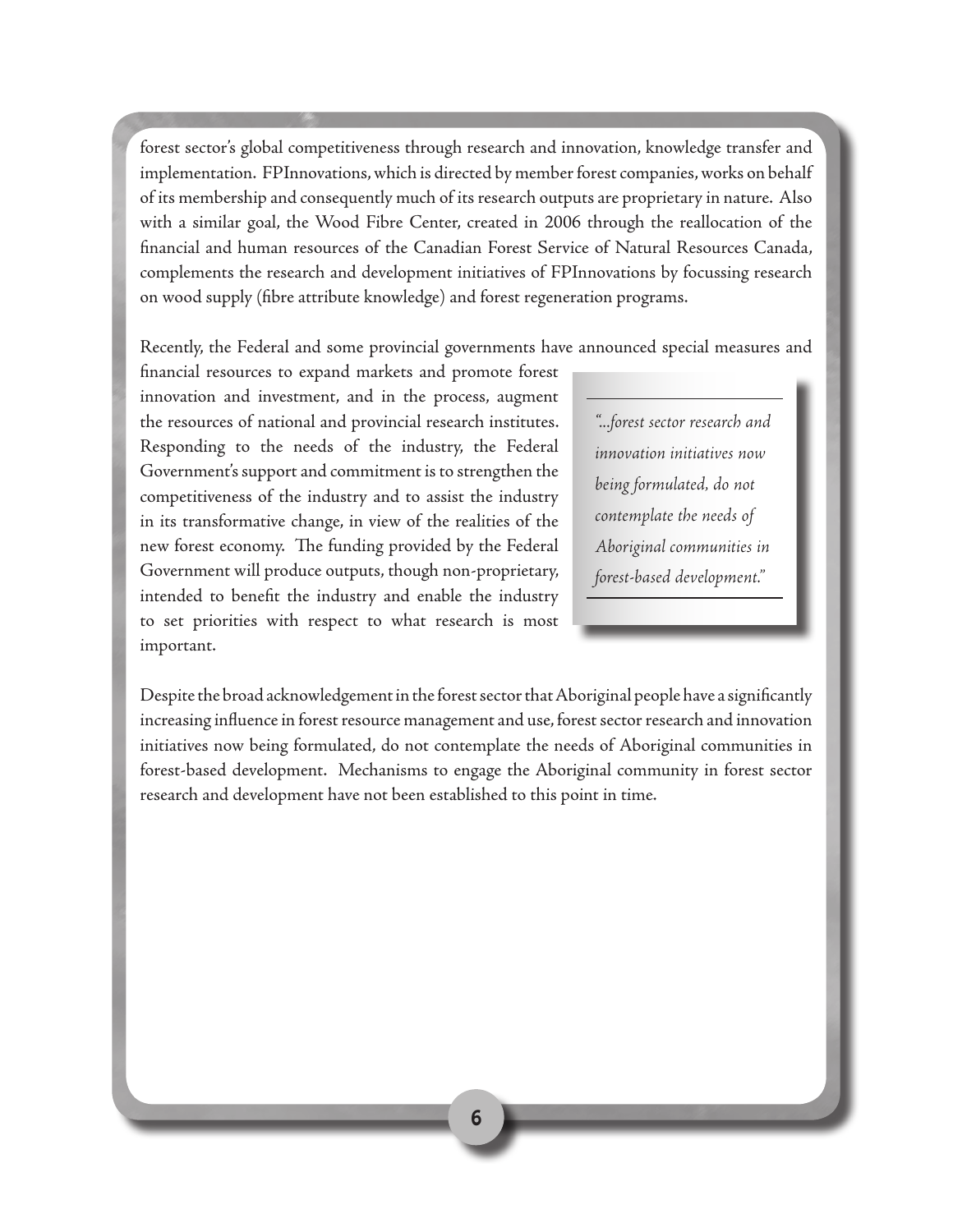forest sector's global competitiveness through research and innovation, knowledge transfer and implementation. FPInnovations, which is directed by member forest companies, works on behalf of its membership and consequently much of its research outputs are proprietary in nature. Also with a similar goal, the Wood Fibre Center, created in 2006 through the reallocation of the financial and human resources of the Canadian Forest Service of Natural Resources Canada, complements the research and development initiatives of FPInnovations by focussing research on wood supply (fibre attribute knowledge) and forest regeneration programs.

Recently, the Federal and some provincial governments have announced special measures and financial resources to expand markets and promote forest innovation and investment, and in the process, augment the resources of national and provincial research institutes. Responding to the needs of the industry, the Federal Government's support and commitment is to strengthen the competitiveness of the industry and to assist the industry in its transformative change, in view of the realities of the new forest economy. The funding provided by the Federal Government will produce outputs, though non-proprietary, intended to benefit the industry and enable the industry to set priorities with respect to what research is most important.

> *"...forest sector research and innovation initiatives now being formulated, do not contemplate the needs of Aboriginal communities in forest-based development."*

Despite the broad acknowledgement in the forest sector that Aboriginal people have a significantly increasing influence in forest resource management and use, forest sector research and innovation initiatives now being formulated, do not contemplate the needs of Aboriginal communities in forest-based development. Mechanisms to engage the Aboriginal community in forest sector research and development have not been established to this point in time.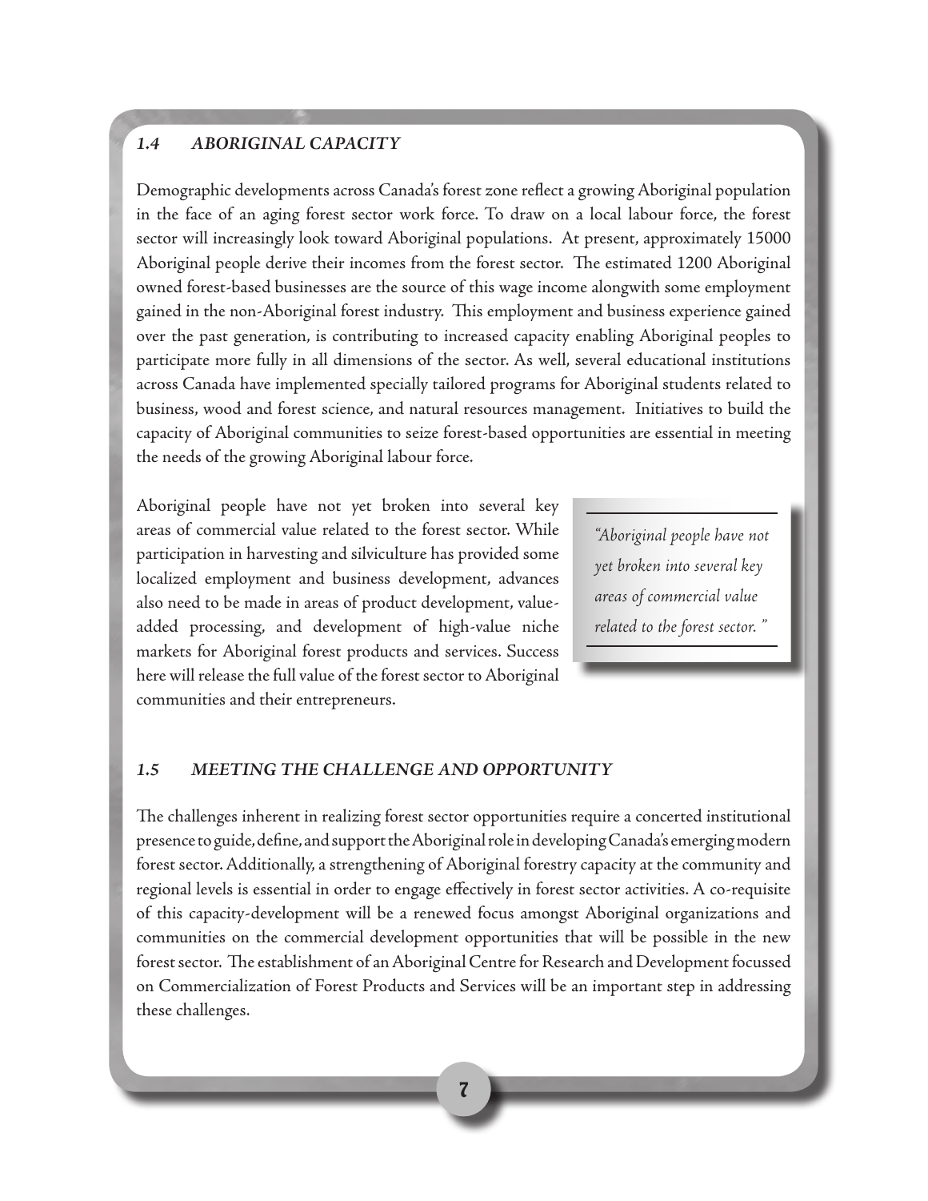### *1.4 ABORIGINAL CAPACITY*

Demographic developments across Canada's forest zone reflect a growing Aboriginal population in the face of an aging forest sector work force. To draw on a local labour force, the forest sector will increasingly look toward Aboriginal populations. At present, approximately 15000 Aboriginal people derive their incomes from the forest sector. The estimated 1200 Aboriginal owned forest-based businesses are the source of this wage income alongwith some employment gained in the non-Aboriginal forest industry. This employment and business experience gained over the past generation, is contributing to increased capacity enabling Aboriginal peoples to participate more fully in all dimensions of the sector. As well, several educational institutions across Canada have implemented specially tailored programs for Aboriginal students related to business, wood and forest science, and natural resources management. Initiatives to build the capacity of Aboriginal communities to seize forest-based opportunities are essential in meeting the needs of the growing Aboriginal labour force.

Aboriginal people have not yet broken into several key areas of commercial value related to the forest sector. While participation in harvesting and silviculture has provided some localized employment and business development, advances also need to be made in areas of product development, value-added processing, and development of high-value niche markets for Aboriginal forest products and services. Success here will release the full value of the forest sector to Aboriginal communities and their entrepreneurs.

> *"Aboriginal people have not yet broken into several key areas of commercial value related to the forest sector."*

### *1.5 MEETING THE CHALLENGE AND OPPORTUNITY*

The challenges inherent in realizing forest sector opportunities require a concerted institutional presence to guide, define, and support the Aboriginal role in developing Canada's emerging modern forest sector. Additionally, a strengthening of Aboriginal forestry capacity at the community and regional levels is essential in order to engage effectively in forest sector activities. A co-requisite of this capacity-development will be a renewed focus amongst Aboriginal organizations and communities on the commercial development opportunities that will be possible in the new forest sector. The establishment of an Aboriginal Centre for Research and Development focussed on Commercialization of Forest Products and Services will be an important step in addressing these challenges.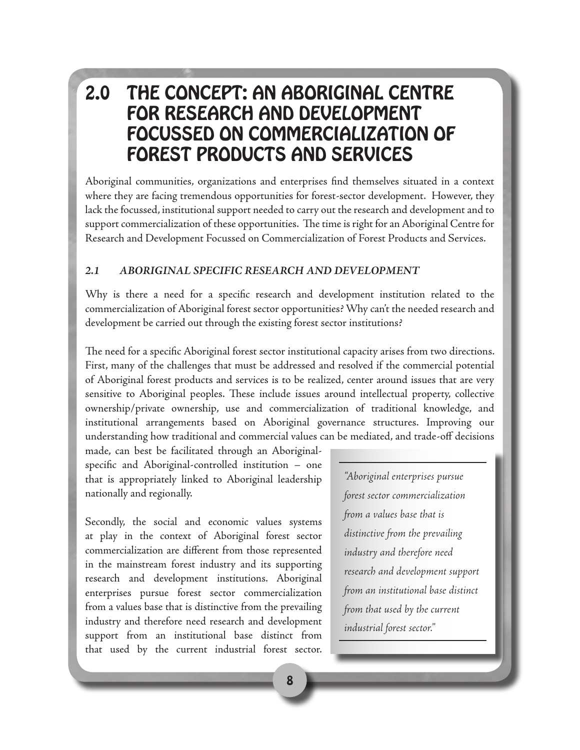# 2.0 THE CONCEPT: AN ABORIGINAL CENTRE FOR RESEARCH AND DEVELOPMENT FOCUSSED ON COMMERCIALIZATION OF FOREST PRODUCTS AND SERVICES

Aboriginal communities, organizations and enterprises find themselves situated in a context where they are facing tremendous opportunities for forest-sector development. However, they lack the focussed, institutional support needed to carry out the research and development and to support commercialization of these opportunities. The time is right for an Aboriginal Centre for Research and Development Focussed on Commercialization of Forest Products and Services.

## *2.1 ABORIGINAL SPECIFIC RESEARCH AND DEVELOPMENT*

Why is there a need for a specific research and development institution related to the commercialization of Aboriginal forest sector opportunities? Why can't the needed research and development be carried out through the existing forest sector institutions?

The need for a specific Aboriginal forest sector institutional capacity arises from two directions. First, many of the challenges that must be addressed and resolved if the commercial potential of Aboriginal forest products and services is to be realized, center around issues that are very sensitive to Aboriginal peoples. These include issues around intellectual property, collective ownership/private ownership, use and commercialization of traditional knowledge, and institutional arrangements based on Aboriginal governance structures. Improving our understanding how traditional and commercial values can be mediated, and trade-off decisions made, can best be facilitated through an Aboriginal-specific and Aboriginal-controlled institution – one that is appropriately linked to Aboriginal leadership nationally and regionally.

Secondly, the social and economic values systems at play in the context of Aboriginal forest sector commercialization are different from those represented in the mainstream forest industry and its supporting research and development institutions. Aboriginal enterprises pursue forest sector commercialization from a values base that is distinctive from the prevailing industry and therefore need research and development support from an institutional base distinct from that used by the current industrial forest sector.

> *"Aboriginal enterprises pursue forest sector commercialization from a values base that is distinctive from the prevailing industry and therefore need research and development support from an institutional base distinct from that used by the current industrial forest sector."*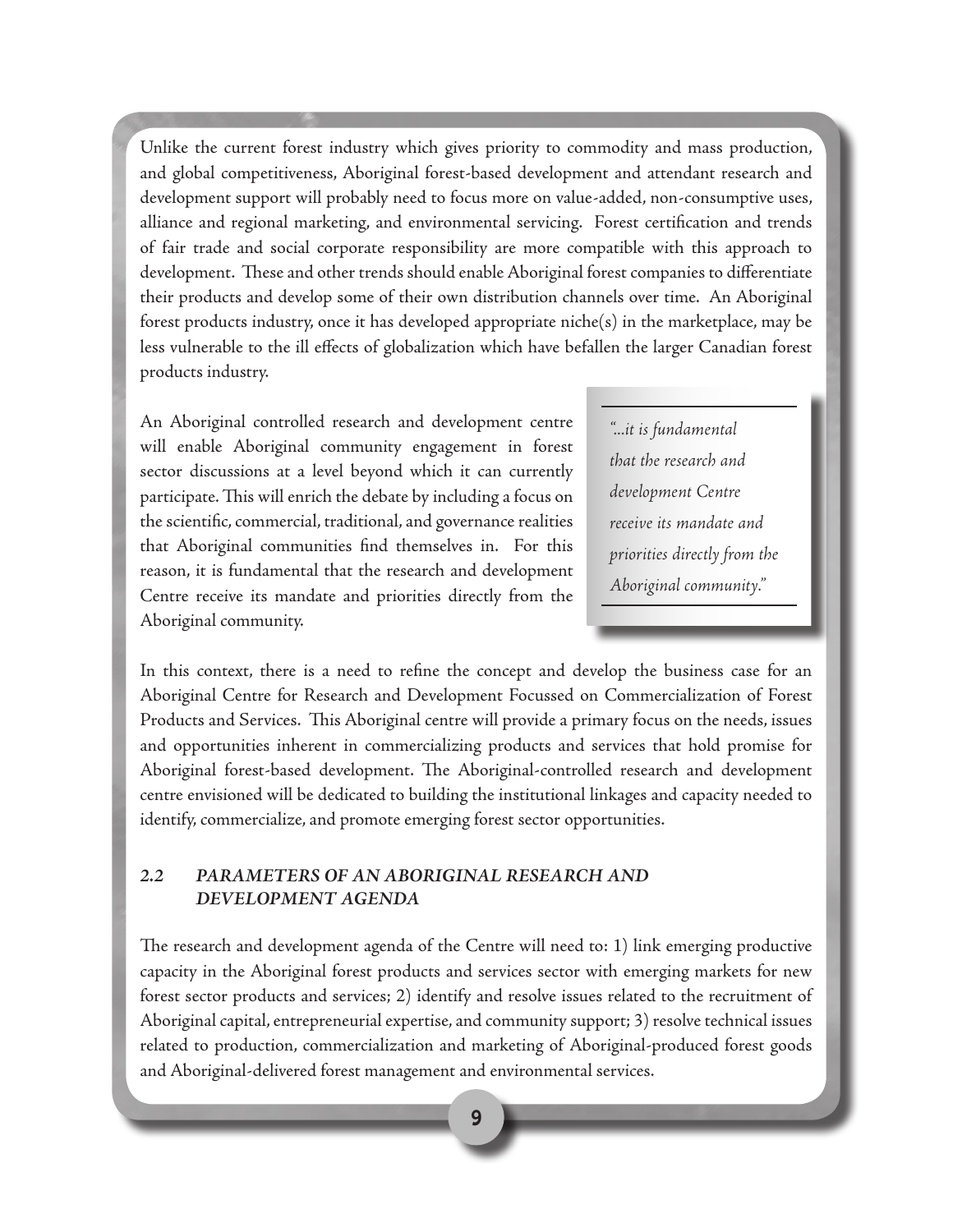Unlike the current forest industry which gives priority to commodity and mass production, and global competitiveness, Aboriginal forest-based development and attendant research and development support will probably need to focus more on value-added, non-consumptive uses, alliance and regional marketing, and environmental servicing. Forest certification and trends of fair trade and social corporate responsibility are more compatible with this approach to development. These and other trends should enable Aboriginal forest companies to differentiate their products and develop some of their own distribution channels over time. An Aboriginal forest products industry, once it has developed appropriate niche(s) in the marketplace, may be less vulnerable to the ill effects of globalization which have befallen the larger Canadian forest products industry.

An Aboriginal controlled research and development centre will enable Aboriginal community engagement in forest sector discussions at a level beyond which it can currently participate. This will enrich the debate by including a focus on the scientific, commercial, traditional, and governance realities that Aboriginal communities find themselves in. For this reason, it is fundamental that the research and development Centre receive its mandate and priorities directly from the Aboriginal community.

> *"...it is fundamental that the research and development Centre receive its mandate and priorities directly from the Aboriginal community."*

In this context, there is a need to refine the concept and develop the business case for an Aboriginal Centre for Research and Development Focussed on Commercialization of Forest Products and Services. This Aboriginal centre will provide a primary focus on the needs, issues and opportunities inherent in commercializing products and services that hold promise for Aboriginal forest-based development. The Aboriginal-controlled research and development centre envisioned will be dedicated to building the institutional linkages and capacity needed to identify, commercialize, and promote emerging forest sector opportunities.

### *2.2 PARAMETERS OF AN ABORIGINAL RESEARCH AND DEVELOPMENT AGENDA*

The research and development agenda of the Centre will need to: 1) link emerging productive capacity in the Aboriginal forest products and services sector with emerging markets for new forest sector products and services; 2) identify and resolve issues related to the recruitment of Aboriginal capital, entrepreneurial expertise, and community support; 3) resolve technical issues related to production, commercialization and marketing of Aboriginal-produced forest goods and Aboriginal-delivered forest management and environmental services.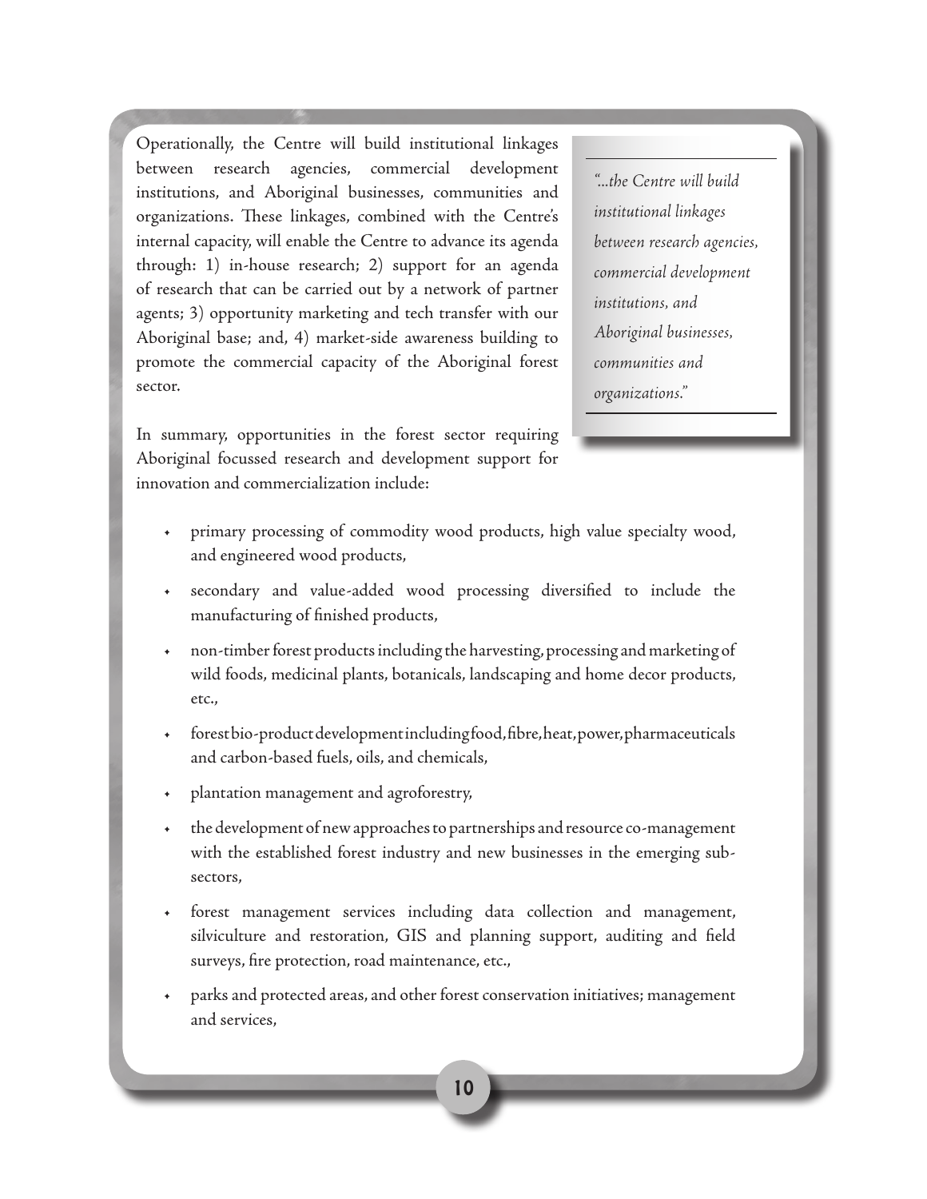Operationally, the Centre will build institutional linkages between research agencies, commercial development institutions, and Aboriginal businesses, communities and organizations. These linkages, combined with the Centre's internal capacity, will enable the Centre to advance its agenda through: 1) in-house research; 2) support for an agenda of research that can be carried out by a network of partner agents; 3) opportunity marketing and tech transfer with our Aboriginal base; and, 4) market-side awareness building to promote the commercial capacity of the Aboriginal forest sector.

> *"...the Centre will build institutional linkages between research agencies, commercial development institutions, and Aboriginal businesses, communities and organizations."*

In summary, opportunities in the forest sector requiring Aboriginal focussed research and development support for innovation and commercialization include:

- primary processing of commodity wood products, high value specialty wood, and engineered wood products,
- secondary and value-added wood processing diversified to include the manufacturing of finished products,
- non-timber forest products including the harvesting, processing and marketing of wild foods, medicinal plants, botanicals, landscaping and home decor products, etc.,
- forest bio-product development including food, fibre, heat, power, pharmaceuticals and carbon-based fuels, oils, and chemicals,
- plantation management and agroforestry,
- the development of new approaches to partnerships and resource co-management with the established forest industry and new businesses in the emerging sub-sectors,
- forest management services including data collection and management, silviculture and restoration, GIS and planning support, auditing and field surveys, fire protection, road maintenance, etc.,
- parks and protected areas, and other forest conservation initiatives; management and services,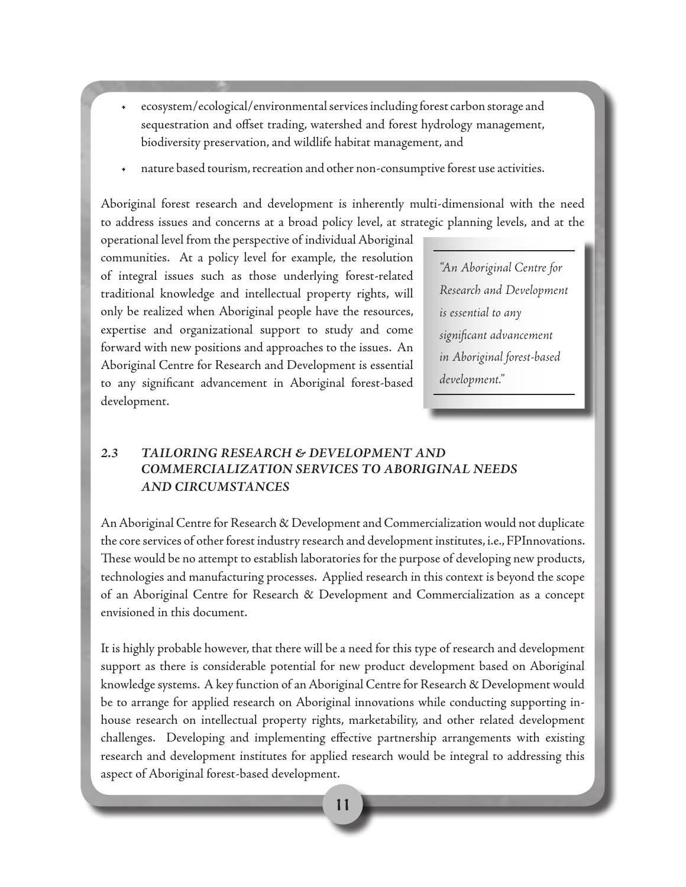- ecosystem/ecological/environmental services including forest carbon storage and sequestration and offset trading, watershed and forest hydrology management, biodiversity preservation, and wildlife habitat management, and
- nature based tourism, recreation and other non-consumptive forest use activities.

Aboriginal forest research and development is inherently multi-dimensional with the need to address issues and concerns at a broad policy level, at strategic planning levels, and at the operational level from the perspective of individual Aboriginal communities. At a policy level for example, the resolution of integral issues such as those underlying forest-related traditional knowledge and intellectual property rights, will only be realized when Aboriginal people have the resources, expertise and organizational support to study and come forward with new positions and approaches to the issues. An Aboriginal Centre for Research and Development is essential to any significant advancement in Aboriginal forest-based development.

> *"An Aboriginal Centre for Research and Development is essential to any significant advancement in Aboriginal forest-based development."*

### *2.3 TAILORING RESEARCH & DEVELOPMENT AND COMMERCIALIZATION SERVICES TO ABORIGINAL NEEDS AND CIRCUMSTANCES*

An Aboriginal Centre for Research & Development and Commercialization would not duplicate the core services of other forest industry research and development institutes, i.e., FPInnovations. These would be no attempt to establish laboratories for the purpose of developing new products, technologies and manufacturing processes. Applied research in this context is beyond the scope of an Aboriginal Centre for Research & Development and Commercialization as a concept envisioned in this document.

It is highly probable however, that there will be a need for this type of research and development support as there is considerable potential for new product development based on Aboriginal knowledge systems. A key function of an Aboriginal Centre for Research & Development would be to arrange for applied research on Aboriginal innovations while conducting supporting in-house research on intellectual property rights, marketability, and other related development challenges. Developing and implementing effective partnership arrangements with existing research and development institutes for applied research would be integral to addressing this aspect of Aboriginal forest-based development.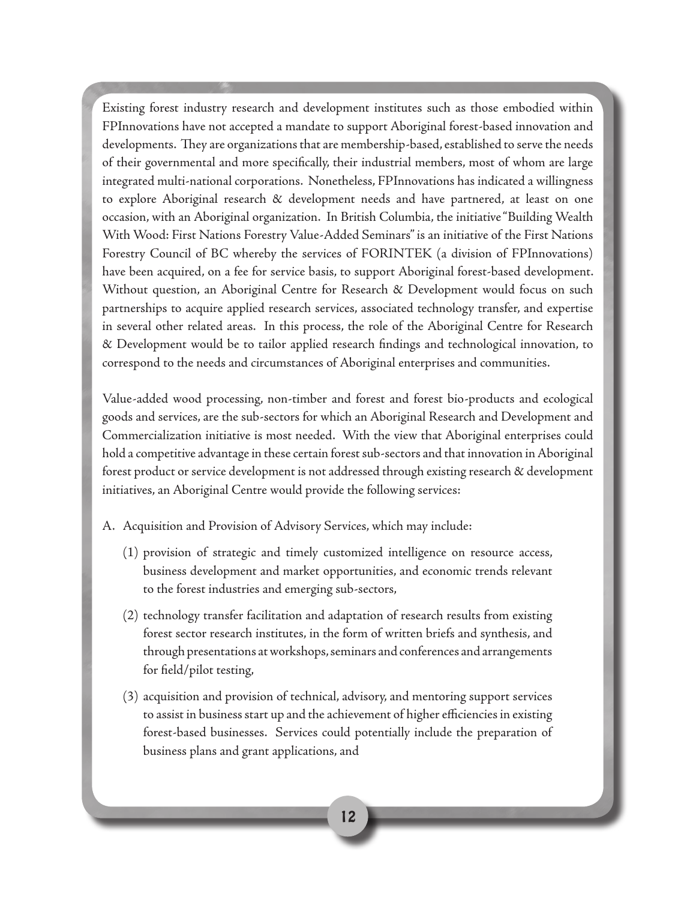Existing forest industry research and development institutes such as those embodied within FPInnovations have not accepted a mandate to support Aboriginal forest-based innovation and developments. They are organizations that are membership-based, established to serve the needs of their governmental and more specifically, their industrial members, most of whom are large integrated multi-national corporations. Nonetheless, FPInnovations has indicated a willingness to explore Aboriginal research & development needs and have partnered, at least on one occasion, with an Aboriginal organization. In British Columbia, the initiative "Building Wealth With Wood: First Nations Forestry Value-Added Seminars" is an initiative of the First Nations Forestry Council of BC whereby the services of FORINTEK (a division of FPInnovations) have been acquired, on a fee for service basis, to support Aboriginal forest-based development. Without question, an Aboriginal Centre for Research & Development would focus on such partnerships to acquire applied research services, associated technology transfer, and expertise in several other related areas. In this process, the role of the Aboriginal Centre for Research & Development would be to tailor applied research findings and technological innovation, to correspond to the needs and circumstances of Aboriginal enterprises and communities.

Value-added wood processing, non-timber and forest and forest bio-products and ecological goods and services, are the sub-sectors for which an Aboriginal Research and Development and Commercialization initiative is most needed. With the view that Aboriginal enterprises could hold a competitive advantage in these certain forest sub-sectors and that innovation in Aboriginal forest product or service development is not addressed through existing research & development initiatives, an Aboriginal Centre would provide the following services:

A. Acquisition and Provision of Advisory Services, which may include:

   (1) provision of strategic and timely customized intelligence on resource access, business development and market opportunities, and economic trends relevant to the forest industries and emerging sub-sectors,

   (2) technology transfer facilitation and adaptation of research results from existing forest sector research institutes, in the form of written briefs and synthesis, and through presentations at workshops, seminars and conferences and arrangements for field/pilot testing,

   (3) acquisition and provision of technical, advisory, and mentoring support services to assist in business start up and the achievement of higher efficiencies in existing forest-based businesses. Services could potentially include the preparation of business plans and grant applications, and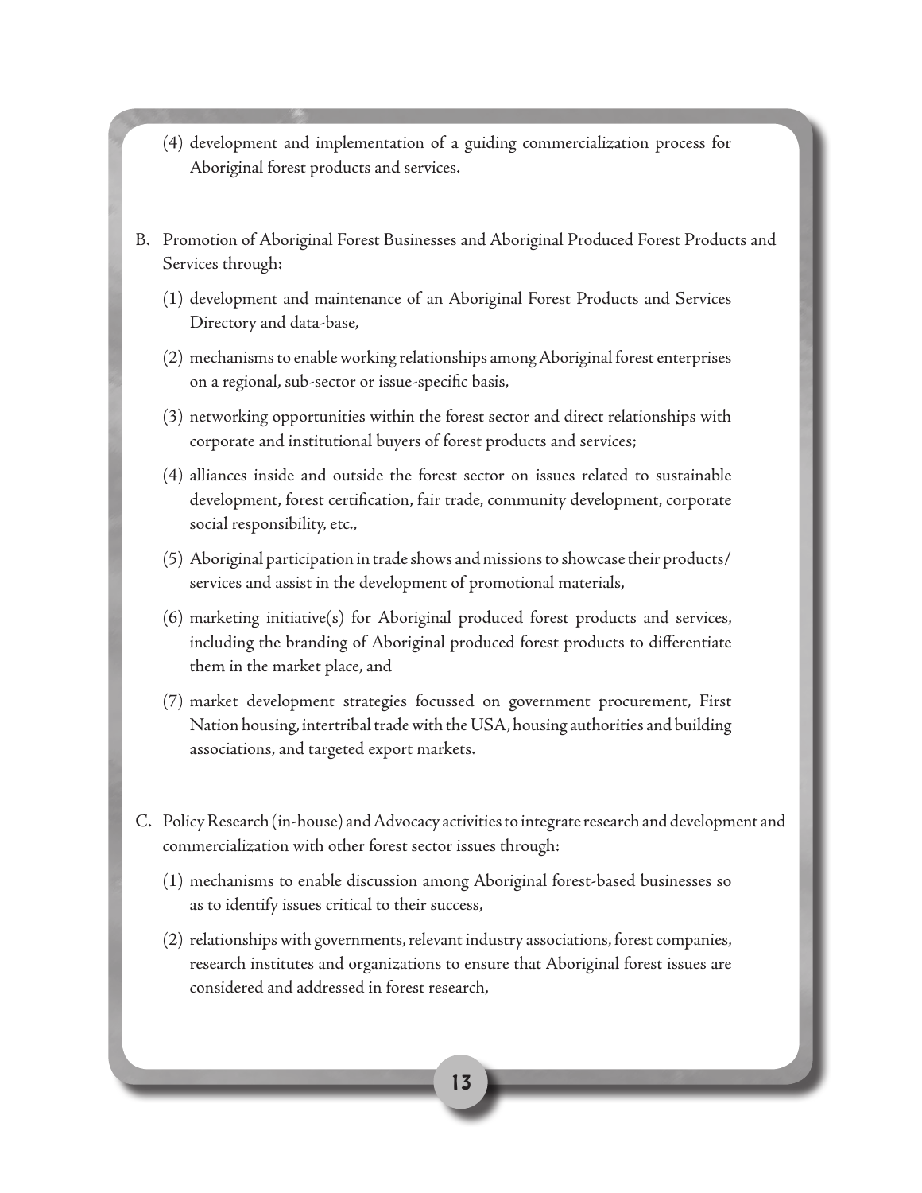(4) development and implementation of a guiding commercialization process for Aboriginal forest products and services.

B. Promotion of Aboriginal Forest Businesses and Aboriginal Produced Forest Products and Services through:

(1) development and maintenance of an Aboriginal Forest Products and Services Directory and data-base,

(2) mechanisms to enable working relationships among Aboriginal forest enterprises on a regional, sub-sector or issue-specific basis,

(3) networking opportunities within the forest sector and direct relationships with corporate and institutional buyers of forest products and services;

(4) alliances inside and outside the forest sector on issues related to sustainable development, forest certification, fair trade, community development, corporate social responsibility, etc.,

(5) Aboriginal participation in trade shows and missions to showcase their products/ services and assist in the development of promotional materials,

(6) marketing initiative(s) for Aboriginal produced forest products and services, including the branding of Aboriginal produced forest products to differentiate them in the market place, and

(7) market development strategies focussed on government procurement, First Nation housing, intertribal trade with the USA, housing authorities and building associations, and targeted export markets.

C. Policy Research (in-house) and Advocacy activities to integrate research and development and commercialization with other forest sector issues through:

(1) mechanisms to enable discussion among Aboriginal forest-based businesses so as to identify issues critical to their success,

(2) relationships with governments, relevant industry associations, forest companies, research institutes and organizations to ensure that Aboriginal forest issues are considered and addressed in forest research,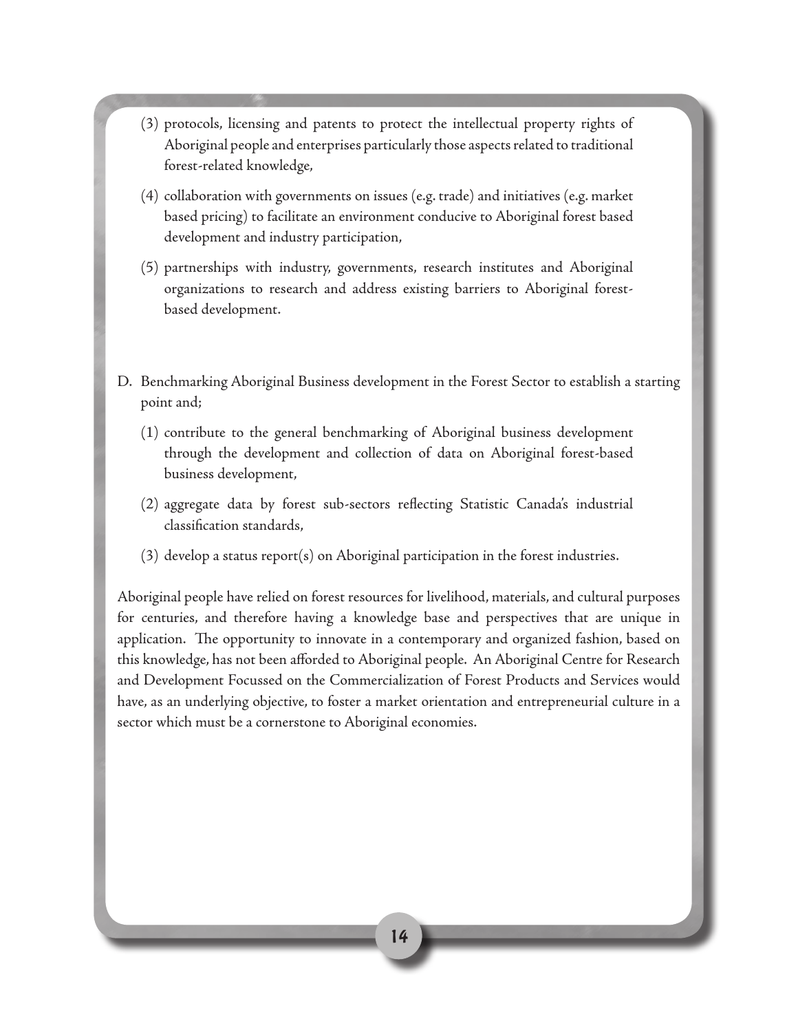(3) protocols, licensing and patents to protect the intellectual property rights of Aboriginal people and enterprises particularly those aspects related to traditional forest-related knowledge,

(4) collaboration with governments on issues (e.g. trade) and initiatives (e.g. market based pricing) to facilitate an environment conducive to Aboriginal forest based development and industry participation,

(5) partnerships with industry, governments, research institutes and Aboriginal organizations to research and address existing barriers to Aboriginal forest-based development.

D. Benchmarking Aboriginal Business development in the Forest Sector to establish a starting point and;

(1) contribute to the general benchmarking of Aboriginal business development through the development and collection of data on Aboriginal forest-based business development,

(2) aggregate data by forest sub-sectors reflecting Statistic Canada's industrial classification standards,

(3) develop a status report(s) on Aboriginal participation in the forest industries.

Aboriginal people have relied on forest resources for livelihood, materials, and cultural purposes for centuries, and therefore having a knowledge base and perspectives that are unique in application. The opportunity to innovate in a contemporary and organized fashion, based on this knowledge, has not been afforded to Aboriginal people. An Aboriginal Centre for Research and Development Focussed on the Commercialization of Forest Products and Services would have, as an underlying objective, to foster a market orientation and entrepreneurial culture in a sector which must be a cornerstone to Aboriginal economies.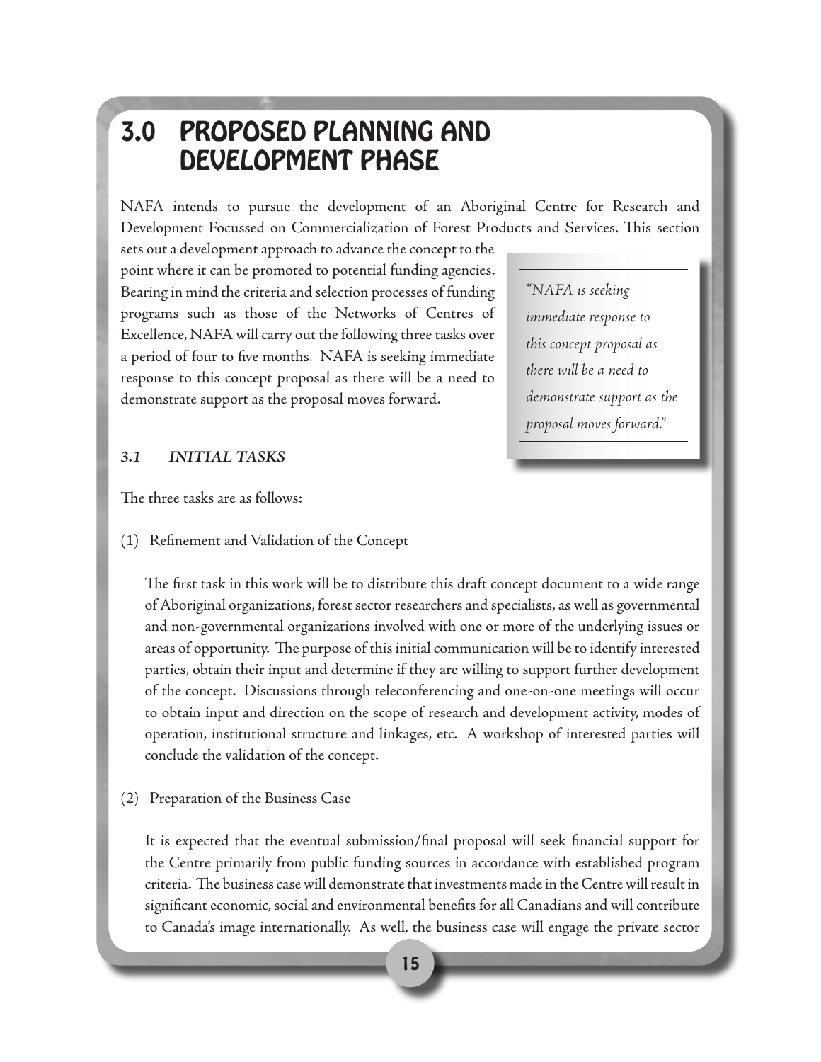# 3.0 PROPOSED PLANNING AND DEVELOPMENT PHASE

NAFA intends to pursue the development of an Aboriginal Centre for Research and Development Focussed on Commercialization of Forest Products and Services. This section sets out a development approach to advance the concept to the point where it can be promoted to potential funding agencies. Bearing in mind the criteria and selection processes of funding programs such as those of the Networks of Centres of Excellence, NAFA will carry out the following three tasks over a period of four to five months. NAFA is seeking immediate response to this concept proposal as there will be a need to demonstrate support as the proposal moves forward.

> *"NAFA is seeking immediate response to this concept proposal as there will be a need to demonstrate support as the proposal moves forward."*

### *3.1 INITIAL TASKS*

The three tasks are as follows:

(1) Refinement and Validation of the Concept

The first task in this work will be to distribute this draft concept document to a wide range of Aboriginal organizations, forest sector researchers and specialists, as well as governmental and non-governmental organizations involved with one or more of the underlying issues or areas of opportunity. The purpose of this initial communication will be to identify interested parties, obtain their input and determine if they are willing to support further development of the concept. Discussions through teleconferencing and one-on-one meetings will occur to obtain input and direction on the scope of research and development activity, modes of operation, institutional structure and linkages, etc. A workshop of interested parties will conclude the validation of the concept.

(2) Preparation of the Business Case

It is expected that the eventual submission/final proposal will seek financial support for the Centre primarily from public funding sources in accordance with established program criteria. The business case will demonstrate that investments made in the Centre will result in significant economic, social and environmental benefits for all Canadians and will contribute to Canada's image internationally. As well, the business case will engage the private sector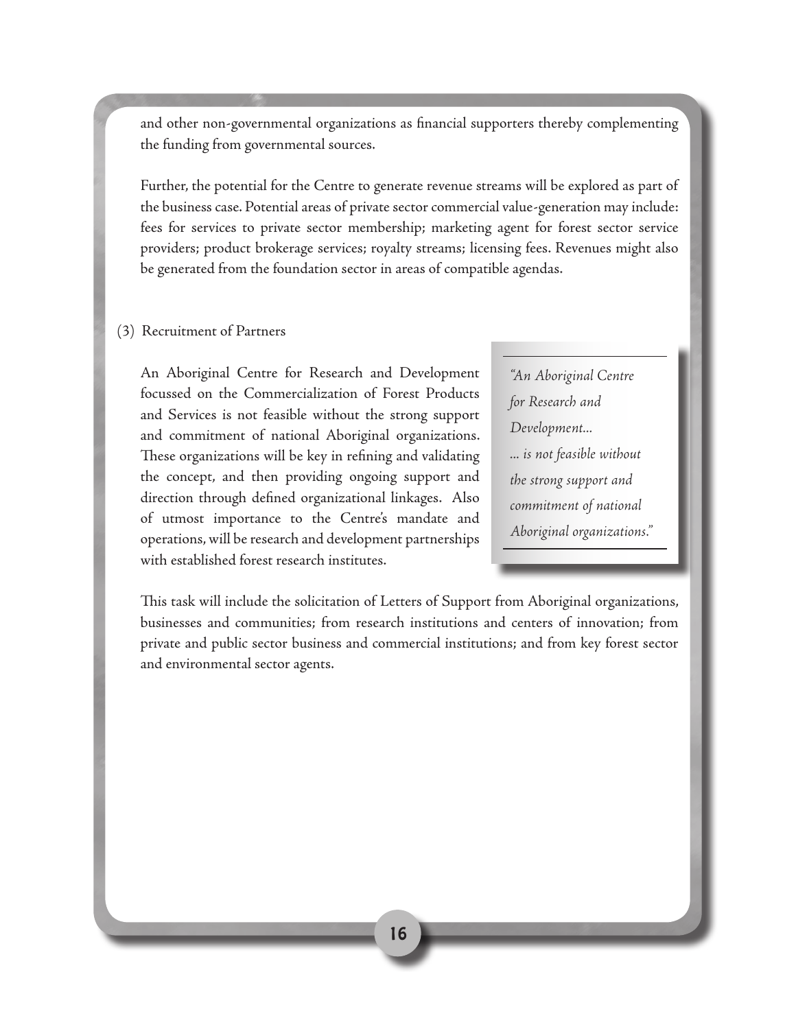and other non-governmental organizations as financial supporters thereby complementing the funding from governmental sources.

Further, the potential for the Centre to generate revenue streams will be explored as part of the business case. Potential areas of private sector commercial value-generation may include: fees for services to private sector membership; marketing agent for forest sector service providers; product brokerage services; royalty streams; licensing fees. Revenues might also be generated from the foundation sector in areas of compatible agendas.

(3) Recruitment of Partners

An Aboriginal Centre for Research and Development focussed on the Commercialization of Forest Products and Services is not feasible without the strong support and commitment of national Aboriginal organizations. These organizations will be key in refining and validating the concept, and then providing ongoing support and direction through defined organizational linkages. Also of utmost importance to the Centre's mandate and operations, will be research and development partnerships with established forest research institutes.

> *"An Aboriginal Centre for Research and Development... ... is not feasible without the strong support and commitment of national Aboriginal organizations."*

This task will include the solicitation of Letters of Support from Aboriginal organizations, businesses and communities; from research institutions and centers of innovation; from private and public sector business and commercial institutions; and from key forest sector and environmental sector agents.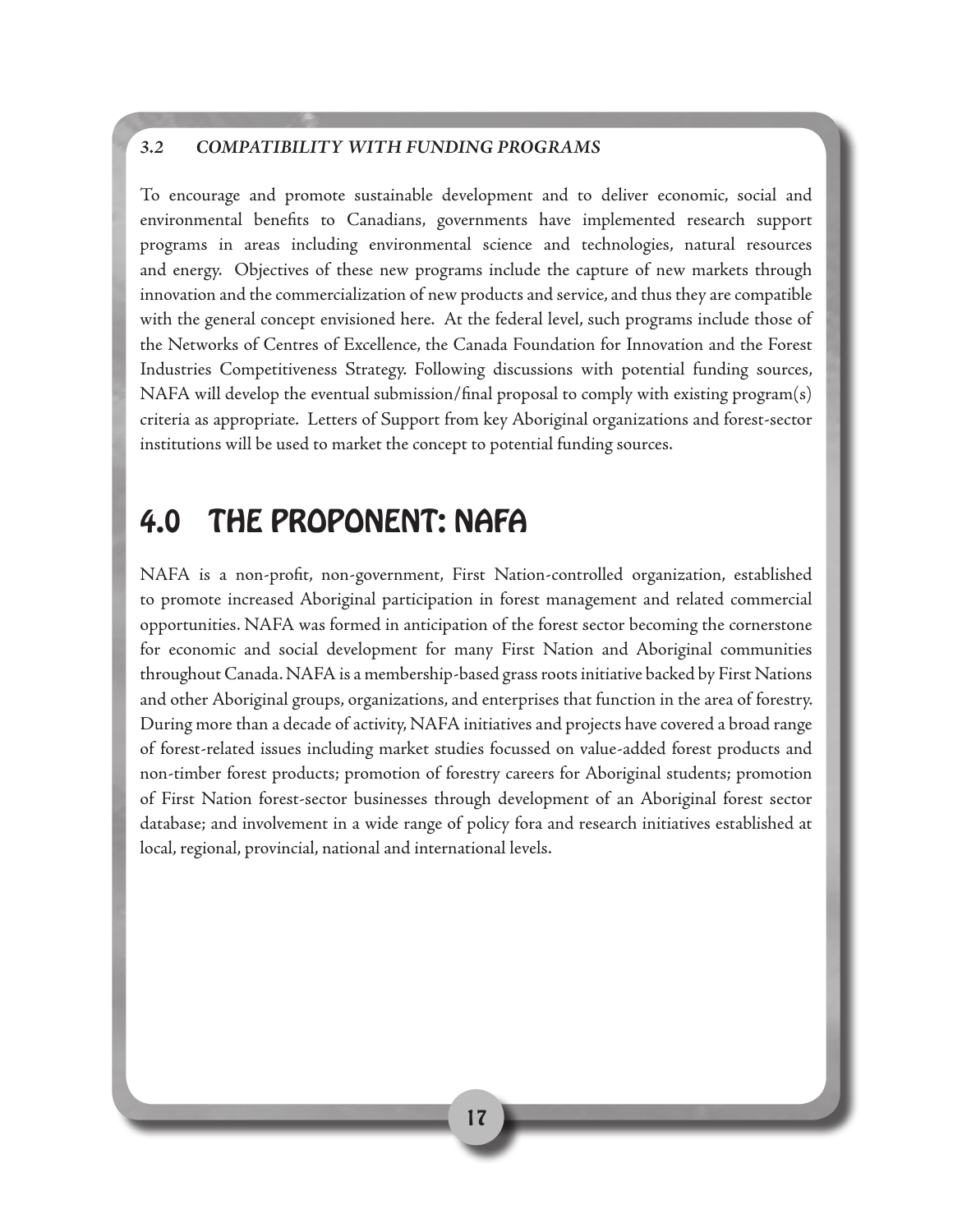### *3.2 COMPATIBILITY WITH FUNDING PROGRAMS*

To encourage and promote sustainable development and to deliver economic, social and environmental benefits to Canadians, governments have implemented research support programs in areas including environmental science and technologies, natural resources and energy. Objectives of these new programs include the capture of new markets through innovation and the commercialization of new products and service, and thus they are compatible with the general concept envisioned here. At the federal level, such programs include those of the Networks of Centres of Excellence, the Canada Foundation for Innovation and the Forest Industries Competitiveness Strategy. Following discussions with potential funding sources, NAFA will develop the eventual submission/final proposal to comply with existing program(s) criteria as appropriate. Letters of Support from key Aboriginal organizations and forest-sector institutions will be used to market the concept to potential funding sources.

# 4.0 THE PROPONENT: NAFA

NAFA is a non-profit, non-government, First Nation-controlled organization, established to promote increased Aboriginal participation in forest management and related commercial opportunities. NAFA was formed in anticipation of the forest sector becoming the cornerstone for economic and social development for many First Nation and Aboriginal communities throughout Canada. NAFA is a membership-based grass roots initiative backed by First Nations and other Aboriginal groups, organizations, and enterprises that function in the area of forestry. During more than a decade of activity, NAFA initiatives and projects have covered a broad range of forest-related issues including market studies focussed on value-added forest products and non-timber forest products; promotion of forestry careers for Aboriginal students; promotion of First Nation forest-sector businesses through development of an Aboriginal forest sector database; and involvement in a wide range of policy fora and research initiatives established at local, regional, provincial, national and international levels.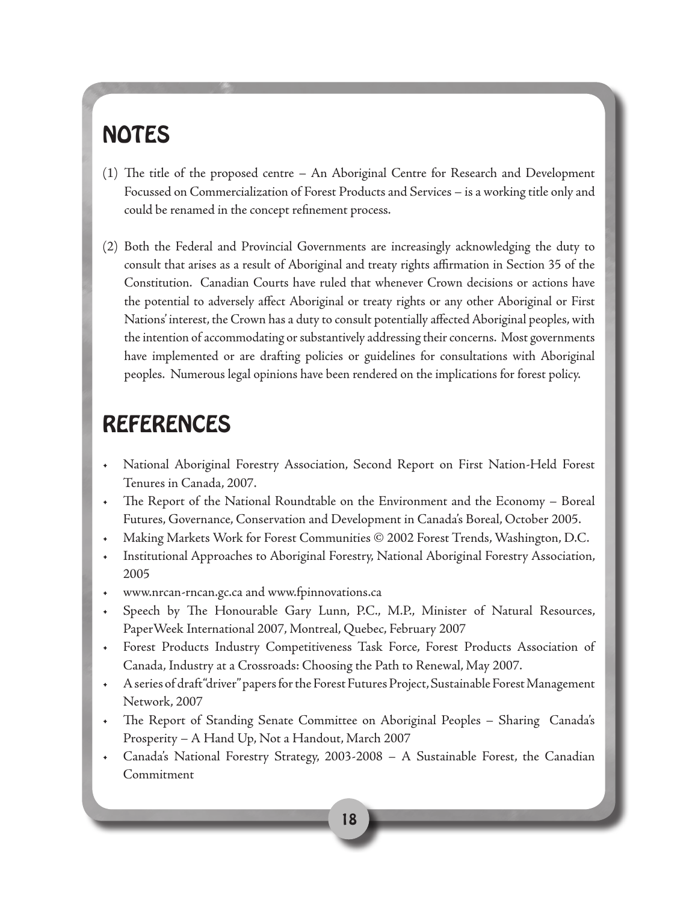## NOTES

(1) The title of the proposed centre – An Aboriginal Centre for Research and Development Focussed on Commercialization of Forest Products and Services – is a working title only and could be renamed in the concept refinement process.

(2) Both the Federal and Provincial Governments are increasingly acknowledging the duty to consult that arises as a result of Aboriginal and treaty rights affirmation in Section 35 of the Constitution. Canadian Courts have ruled that whenever Crown decisions or actions have the potential to adversely affect Aboriginal or treaty rights or any other Aboriginal or First Nations' interest, the Crown has a duty to consult potentially affected Aboriginal peoples, with the intention of accommodating or substantively addressing their concerns. Most governments have implemented or are drafting policies or guidelines for consultations with Aboriginal peoples. Numerous legal opinions have been rendered on the implications for forest policy.

## REFERENCES

- National Aboriginal Forestry Association, Second Report on First Nation-Held Forest Tenures in Canada, 2007.
- The Report of the National Roundtable on the Environment and the Economy – Boreal Futures, Governance, Conservation and Development in Canada's Boreal, October 2005.
- Making Markets Work for Forest Communities © 2002 Forest Trends, Washington, D.C.
- Institutional Approaches to Aboriginal Forestry, National Aboriginal Forestry Association, 2005
- www.nrcan-rncan.gc.ca and www.fpinnovations.ca
- Speech by The Honourable Gary Lunn, P.C., M.P., Minister of Natural Resources, PaperWeek International 2007, Montreal, Quebec, February 2007
- Forest Products Industry Competitiveness Task Force, Forest Products Association of Canada, Industry at a Crossroads: Choosing the Path to Renewal, May 2007.
- A series of draft "driver" papers for the Forest Futures Project, Sustainable Forest Management Network, 2007
- The Report of Standing Senate Committee on Aboriginal Peoples – Sharing Canada's Prosperity – A Hand Up, Not a Handout, March 2007
- Canada's National Forestry Strategy, 2003-2008 – A Sustainable Forest, the Canadian Commitment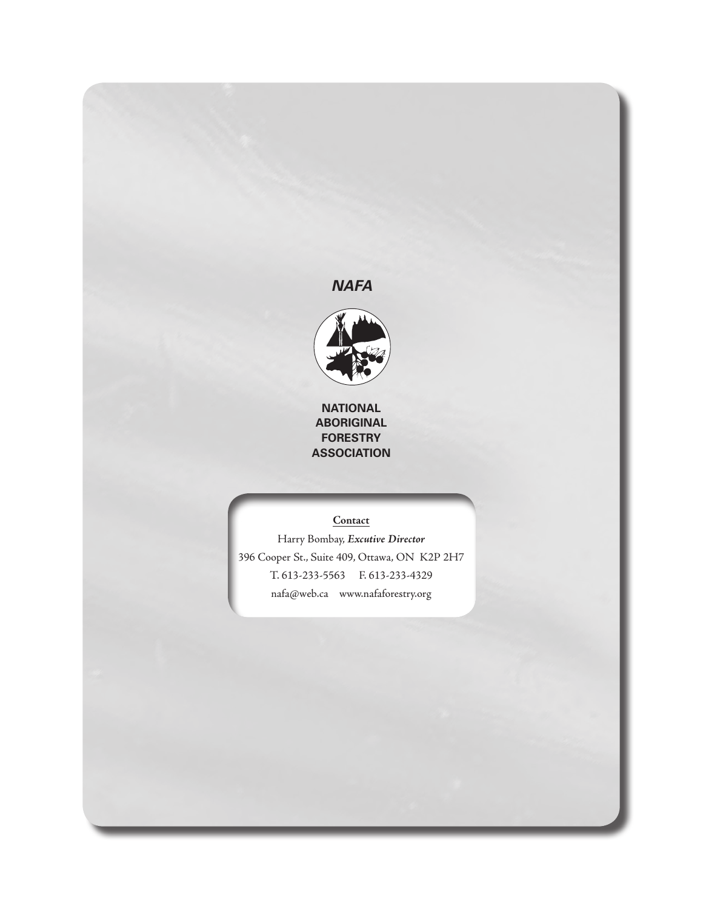*NAFA*

**NATIONAL**
**ABORIGINAL**
**FORESTRY**
**ASSOCIATION**

**Contact**

Harry Bombay, ***Excutive Director***

396 Cooper St., Suite 409, Ottawa, ON K2P 2H7

T. 613-233-5563 F. 613-233-4329

nafa@web.ca www.nafaforestry.org